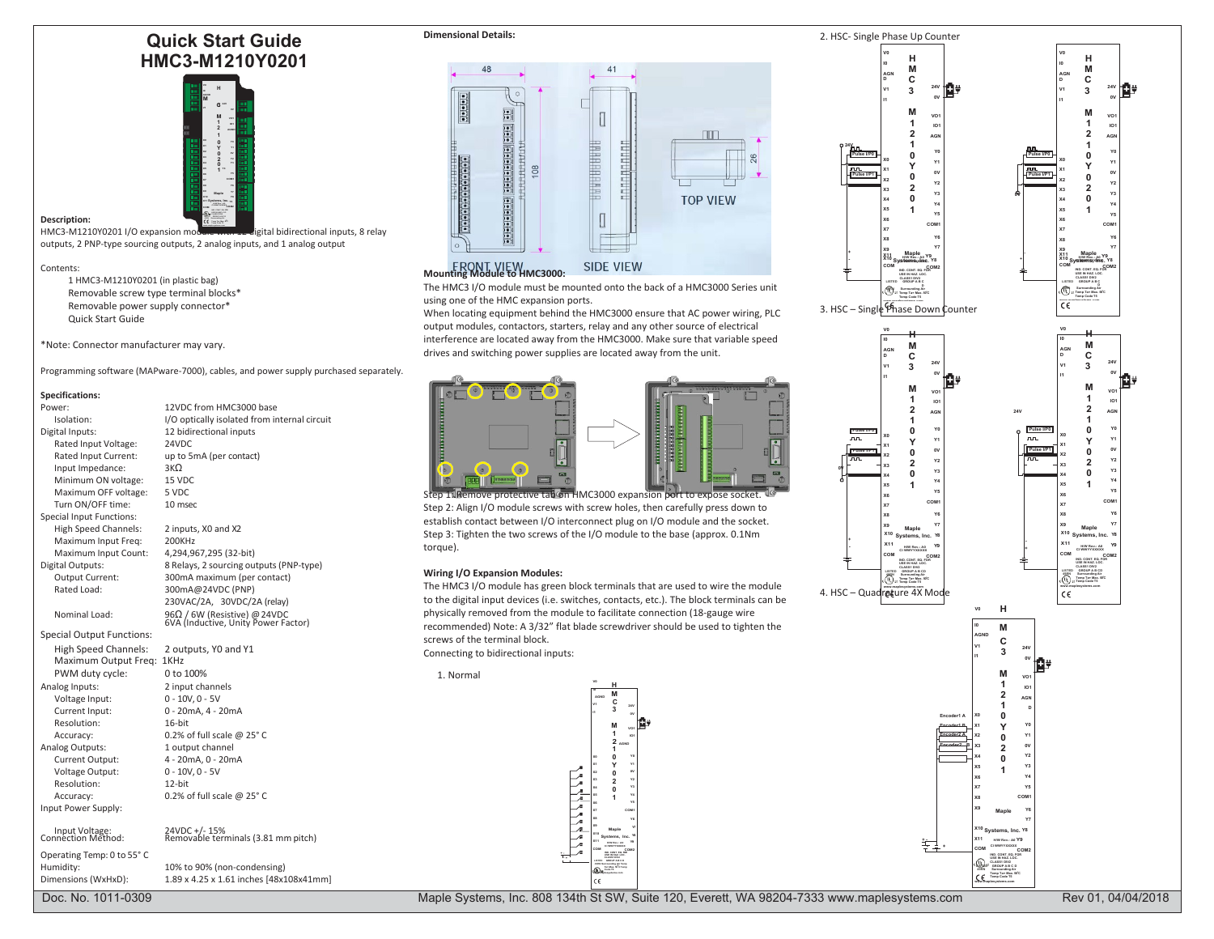# Quick Start Guide
# HMC3-M1210Y0201

**Description:**

HMC3-M1210Y0201 I/O expansion module with 12 digital bidirectional inputs, 8 relay outputs, 2 PNP-type sourcing outputs, 2 analog inputs, and 1 analog output

Contents:

- 1 HMC3-M1210Y0201 (in plastic bag)
- Removable screw type terminal blocks*
- Removable power supply connector*
- Quick Start Guide

*Note: Connector manufacturer may vary.

Programming software (MAPware-7000), cables, and power supply purchased separately.

**Specifications:**

| | |
|---|---|
| Power: | 12VDC from HMC3000 base |
| Isolation: | I/O optically isolated from internal circuit |
| Digital Inputs: | 12 bidirectional inputs |
| Rated Input Voltage: | 24VDC |
| Rated Input Current: | up to 5mA (per contact) |
| Input Impedance: | 3KΩ |
| Minimum ON voltage: | 15 VDC |
| Maximum OFF voltage: | 5 VDC |
| Turn ON/OFF time: | 10 msec |
| Special Input Functions: | |
| High Speed Channels: | 2 inputs, X0 and X2 |
| Maximum Input Freq: | 200KHz |
| Maximum Input Count: | 4,294,967,295 (32-bit) |
| Digital Outputs: | 8 Relays, 2 sourcing outputs (PNP-type) |
| Output Current: | 300mA maximum (per contact) |
| Rated Load: | 300mA@24VDC (PNP) |
| | 230VAC/2A, 30VDC/2A (relay) |
| Nominal Load: | 96Ω / 6W (Resistive) @ 24VDC<br>6VA (Inductive, Unity Power Factor) |
| Special Output Functions: | |
| High Speed Channels: | 2 outputs, Y0 and Y1 |
| Maximum Output Freq: | 1KHz |
| PWM duty cycle: | 0 to 100% |
| Analog Inputs: | 2 input channels |
| Voltage Input: | 0 - 10V, 0 - 5V |
| Current Input: | 0 - 20mA, 4 - 20mA |
| Resolution: | 16-bit |
| Accuracy: | 0.2% of full scale @ 25° C |
| Analog Outputs: | 1 output channel |
| Current Output: | 4 - 20mA, 0 - 20mA |
| Voltage Output: | 0 - 10V, 0 - 5V |
| Resolution: | 12-bit |
| Accuracy: | 0.2% of full scale @ 25° C |
| Input Power Supply: | |
| Input Voltage: | 24VDC +/- 15% |
| Connection Method: | Removable terminals (3.81 mm pitch) |
| Operating Temp: 0 to 55° C | |
| Humidity: | 10% to 90% (non-condensing) |
| Dimensions (WxHxD): | 1.89 x 4.25 x 1.61 inches [48x108x41mm] |

**Dimensional Details:**

FRONT VIEW | SIDE VIEW | TOP VIEW

**Mounting Module to HMC3000:**

The HMC3 I/O module must be mounted onto the back of a HMC3000 Series unit using one of the HMC expansion ports.

When locating equipment behind the HMC3000 ensure that AC power wiring, PLC output modules, contactors, starters, relay and any other source of electrical interference are located away from the HMC3000. Make sure that variable speed drives and switching power supplies are located away from the unit.

Step 1: Remove protective tab on HMC3000 expansion port to expose socket.

Step 2: Align I/O module screws with screw holes, then carefully press down to establish contact between I/O interconnect plug on I/O module and the socket.

Step 3: Tighten the two screws of the I/O module to the base (approx. 0.1Nm torque).

**Wiring I/O Expansion Modules:**

The HMC3 I/O module has green block terminals that are used to wire the module to the digital input devices (i.e. switches, contacts, etc.). The block terminals can be physically removed from the module to facilitate connection (18-gauge wire recommended) Note: A 3/32" flat blade screwdriver should be used to tighten the screws of the terminal block.

Connecting to bidirectional inputs:

1. Normal

2. HSC- Single Phase Up Counter

3. HSC – Single Phase Down Counter

4. HSC – Quadrature 4X Mode

Doc. No. 1011-0309 Maple Systems, Inc. 808 134th St SW, Suite 120, Everett, WA 98204-7333 www.maplesystems.com Rev 01, 04/04/2018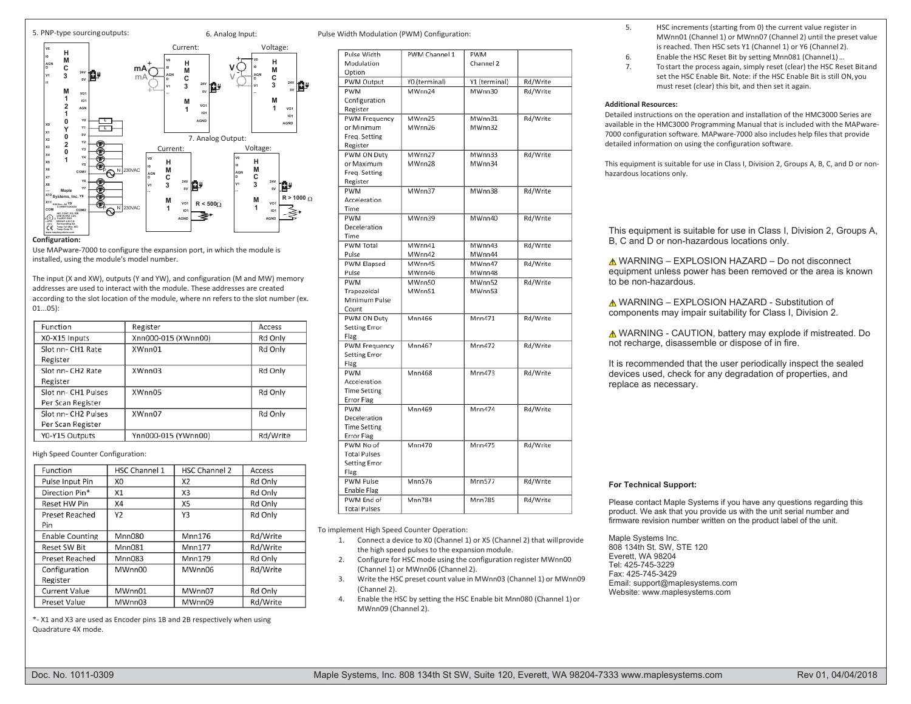5. PNP-type sourcing outputs:

6. Analog Input:

Current: Voltage:

7. Analog Output:

Current: Voltage:

R < 500Ω

R > 1000 Ω

**Configuration:**

Use MAPware-7000 to configure the expansion port, in which the module is installed, using the module's model number.

The input (X and XW), outputs (Y and YW), and configuration (M and MW) memory addresses are used to interact with the module. These addresses are created according to the slot location of the module, where nn refers to the slot number (ex. 01...05):

| Function | Register | Access |
|---|---|---|
| X0-X15 Inputs | Xnn000-015 (XWnn00) | Rd Only |
| Slot nn- CH1 Rate Register | XWnn01 | Rd Only |
| Slot nn- CH2 Rate Register | XWnn03 | Rd Only |
| Slot nn- CH1 Pulses Per Scan Register | XWnn05 | Rd Only |
| Slot nn- CH2 Pulses Per Scan Register | XWnn07 | Rd Only |
| Y0-Y15 Outputs | Ynn000-015 (YWnn00) | Rd/Write |

High Speed Counter Configuration:

| Function | HSC Channel 1 | HSC Channel 2 | Access |
|---|---|---|---|
| Pulse Input Pin | X0 | X2 | Rd Only |
| Direction Pin* | X1 | X3 | Rd Only |
| Reset HW Pin | X4 | X5 | Rd Only |
| Preset Reached Pin | Y2 | Y3 | Rd Only |
| Enable Counting | Mnn080 | Mnn176 | Rd/Write |
| Reset SW Bit | Mnn081 | Mnn177 | Rd/Write |
| Preset Reached | Mnn083 | Mnn179 | Rd Only |
| Configuration Register | MWnn00 | MWnn06 | Rd/Write |
| Current Value | MWnn01 | MWnn07 | Rd Only |
| Preset Value | MWnn03 | MWnn09 | Rd/Write |

*- X1 and X3 are used as Encoder pins 1B and 2B respectively when using Quadrature 4X mode.

Pulse Width Modulation (PWM) Configuration:

| Pulse Width Modulation Option | PWM Channel 1 | PWM Channel 2 | |
|---|---|---|---|
| PWM Output | Y0 (terminal) | Y1 (terminal) | Rd/Write |
| PWM Configuration Register | MWnn24 | MWnn30 | Rd/Write |
| PWM Frequency or Minimum Freq. Setting Register | MWnn25 MWnn26 | MWnn31 MWnn32 | Rd/Write |
| PWM ON Duty or Maximum Freq. Setting Register | MWnn27 MWnn28 | MWnn33 MWnn34 | Rd/Write |
| PWM Acceleration Time | MWnn37 | MWnn38 | Rd/Write |
| PWM Deceleration Time | MWnn39 | MWnn40 | Rd/Write |
| PWM Total Pulse | MWnn41 MWnn42 | MWnn43 MWnn44 | Rd/Write |
| PWM Elapsed Pulse | MWnn45 MWnn46 | MWnn47 MWnn48 | Rd/Write |
| PWM Trapezoidal Minimum Pulse Count | MWnn50 MWnn51 | MWnn52 MWnn53 | Rd/Write |
| PWM ON Duty Setting Error Flag | Mnn466 | Mnn471 | Rd/Write |
| PWM Frequency Setting Error Flag | Mnn467 | Mnn472 | Rd/Write |
| PWM Acceleration Time Setting Error Flag | Mnn468 | Mnn473 | Rd/Write |
| PWM Deceleration Time Setting Error Flag | Mnn469 | Mnn474 | Rd/Write |
| PWM No of Total Pulses Setting Error Flag | Mnn470 | Mnn475 | Rd/Write |
| PWM Pulse Enable Flag | Mnn576 | Mnn577 | Rd/Write |
| PWM End of Total Pulses | Mnn784 | Mnn785 | Rd/Write |

To implement High Speed Counter Operation:

1. Connect a device to X0 (Channel 1) or X5 (Channel 2) that will provide the high speed pulses to the expansion module.
2. Configure for HSC mode using the configuration register MWnn00 (Channel 1) or MWnn06 (Channel 2).
3. Write the HSC preset count value in MWnn03 (Channel 1) or MWnn09 (Channel 2).
4. Enable the HSC by setting the HSC Enable bit Mnn080 (Channel 1) or MWnn09 (Channel 2).
5. HSC increments (starting from 0) the current value register in MWnn01 (Channel 1) or MWnn07 (Channel 2) until the preset value is reached. Then HSC sets Y1 (Channel 1) or Y6 (Channel 2).
6. Enable the HSC Reset Bit by setting Mnn081 (Channel1) ...
7. To start the process again, simply reset (clear) the HSC Reset Bit and set the HSC Enable Bit. Note: if the HSC Enable Bit is still ON, you must reset (clear) this bit, and then set it again.

**Additional Resources:**

Detailed instructions on the operation and installation of the HMC3000 Series are available in the HMC3000 Programming Manual that is included with the MAPware-7000 configuration software. MAPware-7000 also includes help files that provide detailed information on using the configuration software.

This equipment is suitable for use in Class I, Division 2, Groups A, B, C, and D or non-hazardous locations only.

This equipment is suitable for use in Class I, Division 2, Groups A, B, C and D or non-hazardous locations only.

⚠ WARNING – EXPLOSION HAZARD – Do not disconnect equipment unless power has been removed or the area is known to be non-hazardous.

⚠ WARNING – EXPLOSION HAZARD - Substitution of components may impair suitability for Class I, Division 2.

⚠ WARNING - CAUTION, battery may explode if mistreated. Do not recharge, disassemble or dispose of in fire.

It is recommended that the user periodically inspect the sealed devices used, check for any degradation of properties, and replace as necessary.

**For Technical Support:**

Please contact Maple Systems if you have any questions regarding this product. We ask that you provide us with the unit serial number and firmware revision number written on the product label of the unit.

Maple Systems Inc.
808 134th St. SW, STE 120
Everett, WA 98204
Tel: 425-745-3229
Fax: 425-745-3429
Email: support@maplesystems.com
Website: www.maplesystems.com

Doc. No. 1011-0309 | Maple Systems, Inc. 808 134th St SW, Suite 120, Everett, WA 98204-7333 www.maplesystems.com | Rev 01, 04/04/2018